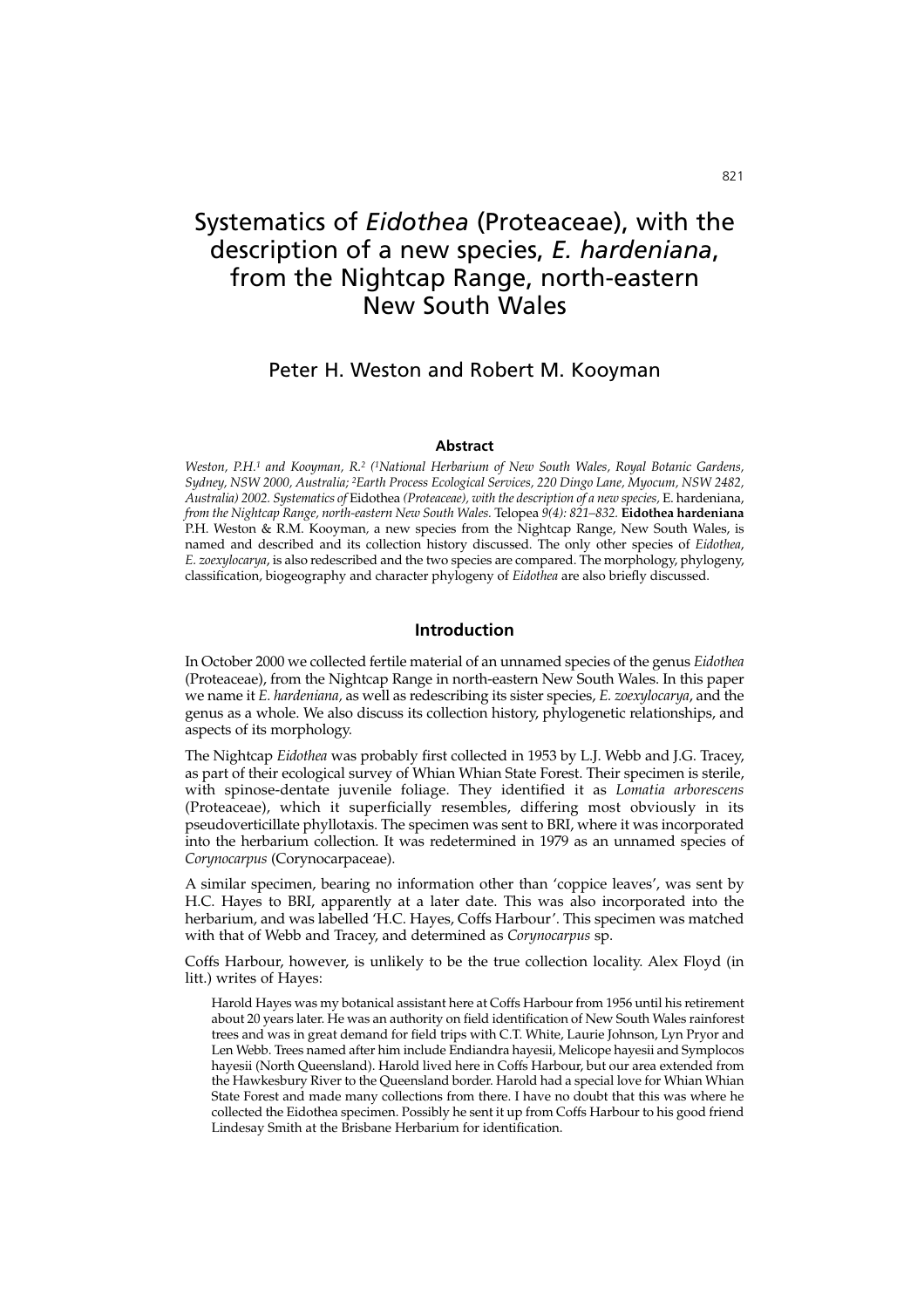# Systematics of *Eidothea* (Proteaceae), with the description of a new species, *E. hardeniana*, from the Nightcap Range, north-eastern New South Wales

## Peter H. Weston and Robert M. Kooyman

### Abstract

*Weston, P.H.[1] and Kooyman, R.[2] ([1]National Herbarium of New South Wales, Royal Botanic Gardens, Sydney, NSW 2000, Australia; [2]Earth Process Ecological Services, 220 Dingo Lane, Myocum, NSW 2482, Australia) 2002. Systematics of* Eidothea *(Proteaceae), with the description of a new species,* E. hardeniana, *from the Nightcap Range, north-eastern New South Wales.* Telopea *9(4): 821–832.* **Eidothea hardeniana** P.H. Weston & R.M. Kooyman, a new species from the Nightcap Range, New South Wales, is named and described and its collection history discussed. The only other species of *Eidothea*, *E. zoexylocarya*, is also redescribed and the two species are compared. The morphology, phylogeny, classification, biogeography and character phylogeny of *Eidothea* are also briefly discussed.

### Introduction

In October 2000 we collected fertile material of an unnamed species of the genus *Eidothea* (Proteaceae), from the Nightcap Range in north-eastern New South Wales. In this paper we name it *E. hardeniana,* as well as redescribing its sister species, *E. zoexylocarya*, and the genus as a whole. We also discuss its collection history, phylogenetic relationships, and aspects of its morphology.

The Nightcap *Eidothea* was probably first collected in 1953 by L.J. Webb and J.G. Tracey, as part of their ecological survey of Whian Whian State Forest. Their specimen is sterile, with spinose-dentate juvenile foliage. They identified it as *Lomatia arborescens* (Proteaceae), which it superficially resembles, differing most obviously in its pseudoverticillate phyllotaxis. The specimen was sent to BRI, where it was incorporated into the herbarium collection. It was redetermined in 1979 as an unnamed species of *Corynocarpus* (Corynocarpaceae).

A similar specimen, bearing no information other than 'coppice leaves', was sent by H.C. Hayes to BRI, apparently at a later date. This was also incorporated into the herbarium, and was labelled 'H.C. Hayes, Coffs Harbour'. This specimen was matched with that of Webb and Tracey, and determined as *Corynocarpus* sp.

Coffs Harbour, however, is unlikely to be the true collection locality. Alex Floyd (in litt.) writes of Hayes:

> Harold Hayes was my botanical assistant here at Coffs Harbour from 1956 until his retirement about 20 years later. He was an authority on field identification of New South Wales rainforest trees and was in great demand for field trips with C.T. White, Laurie Johnson, Lyn Pryor and Len Webb. Trees named after him include Endiandra hayesii, Melicope hayesii and Symplocos hayesii (North Queensland). Harold lived here in Coffs Harbour, but our area extended from the Hawkesbury River to the Queensland border. Harold had a special love for Whian Whian State Forest and made many collections from there. I have no doubt that this was where he collected the Eidothea specimen. Possibly he sent it up from Coffs Harbour to his good friend Lindesay Smith at the Brisbane Herbarium for identification.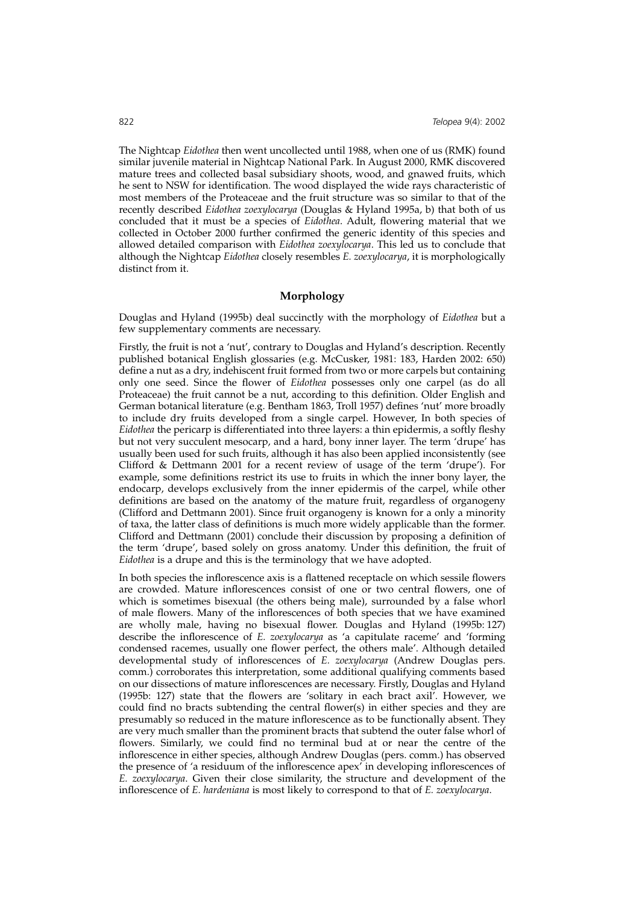The Nightcap *Eidothea* then went uncollected until 1988, when one of us (RMK) found similar juvenile material in Nightcap National Park. In August 2000, RMK discovered mature trees and collected basal subsidiary shoots, wood, and gnawed fruits, which he sent to NSW for identification. The wood displayed the wide rays characteristic of most members of the Proteaceae and the fruit structure was so similar to that of the recently described *Eidothea zoexylocarya* (Douglas & Hyland 1995a, b) that both of us concluded that it must be a species of *Eidothea*. Adult, flowering material that we collected in October 2000 further confirmed the generic identity of this species and allowed detailed comparison with *Eidothea zoexylocarya*. This led us to conclude that although the Nightcap *Eidothea* closely resembles *E. zoexylocarya*, it is morphologically distinct from it.

## Morphology

Douglas and Hyland (1995b) deal succinctly with the morphology of *Eidothea* but a few supplementary comments are necessary.

Firstly, the fruit is not a 'nut', contrary to Douglas and Hyland's description. Recently published botanical English glossaries (e.g. McCusker, 1981: 183, Harden 2002: 650) define a nut as a dry, indehiscent fruit formed from two or more carpels but containing only one seed. Since the flower of *Eidothea* possesses only one carpel (as do all Proteaceae) the fruit cannot be a nut, according to this definition. Older English and German botanical literature (e.g. Bentham 1863, Troll 1957) defines 'nut' more broadly to include dry fruits developed from a single carpel. However, In both species of *Eidothea* the pericarp is differentiated into three layers: a thin epidermis, a softly fleshy but not very succulent mesocarp, and a hard, bony inner layer. The term 'drupe' has usually been used for such fruits, although it has also been applied inconsistently (see Clifford & Dettmann 2001 for a recent review of usage of the term 'drupe'). For example, some definitions restrict its use to fruits in which the inner bony layer, the endocarp, develops exclusively from the inner epidermis of the carpel, while other definitions are based on the anatomy of the mature fruit, regardless of organogeny (Clifford and Dettmann 2001). Since fruit organogeny is known for a only a minority of taxa, the latter class of definitions is much more widely applicable than the former. Clifford and Dettmann (2001) conclude their discussion by proposing a definition of the term 'drupe', based solely on gross anatomy. Under this definition, the fruit of *Eidothea* is a drupe and this is the terminology that we have adopted.

In both species the inflorescence axis is a flattened receptacle on which sessile flowers are crowded. Mature inflorescences consist of one or two central flowers, one of which is sometimes bisexual (the others being male), surrounded by a false whorl of male flowers. Many of the inflorescences of both species that we have examined are wholly male, having no bisexual flower. Douglas and Hyland (1995b: 127) describe the inflorescence of *E. zoexylocarya* as 'a capitulate raceme' and 'forming condensed racemes, usually one flower perfect, the others male'. Although detailed developmental study of inflorescences of *E. zoexylocarya* (Andrew Douglas pers. comm.) corroborates this interpretation, some additional qualifying comments based on our dissections of mature inflorescences are necessary. Firstly, Douglas and Hyland (1995b: 127) state that the flowers are 'solitary in each bract axil'. However, we could find no bracts subtending the central flower(s) in either species and they are presumably so reduced in the mature inflorescence as to be functionally absent. They are very much smaller than the prominent bracts that subtend the outer false whorl of flowers. Similarly, we could find no terminal bud at or near the centre of the inflorescence in either species, although Andrew Douglas (pers. comm.) has observed the presence of 'a residuum of the inflorescence apex' in developing inflorescences of *E. zoexylocarya*. Given their close similarity, the structure and development of the inflorescence of *E. hardeniana* is most likely to correspond to that of *E. zoexylocarya*.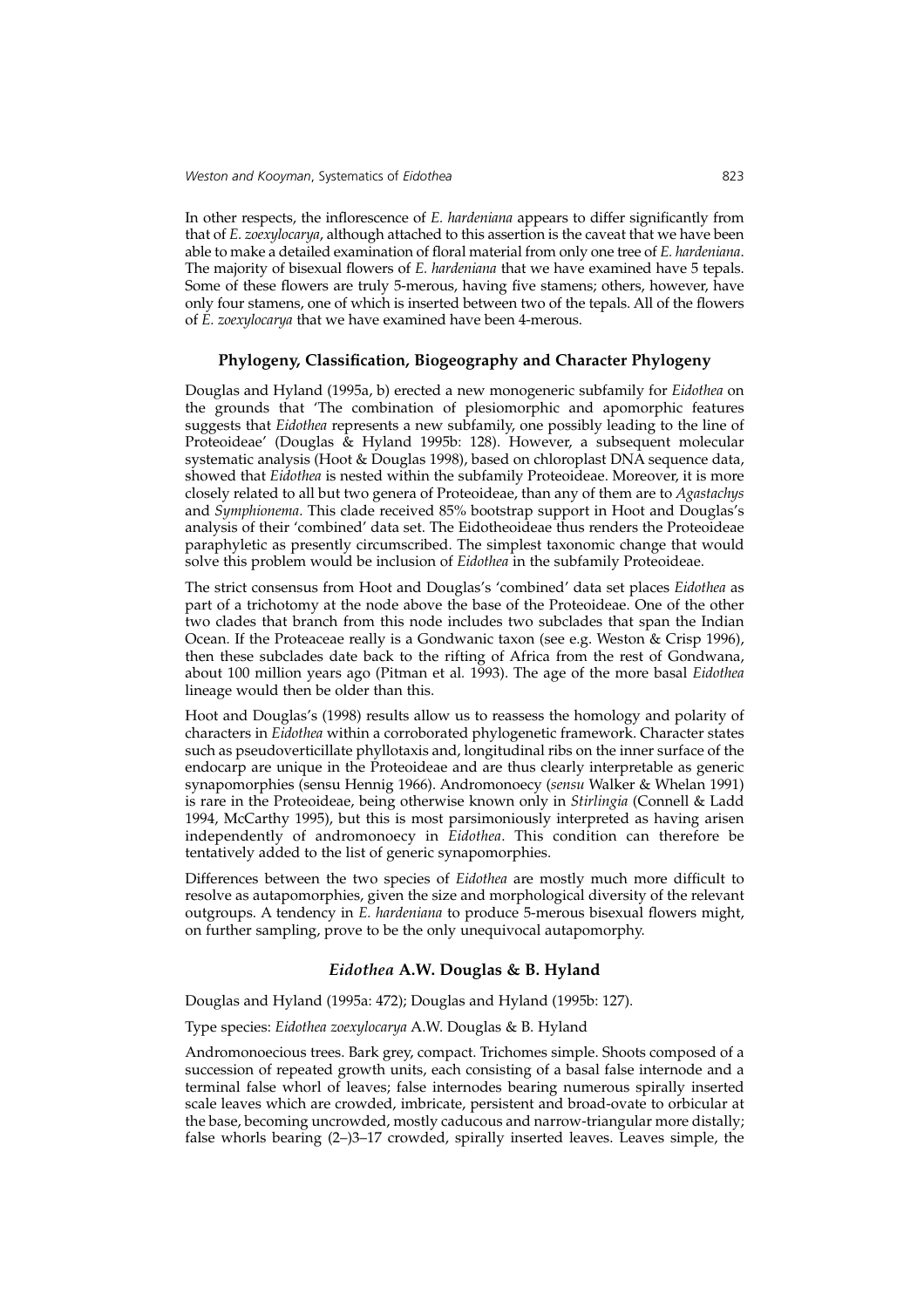In other respects, the inflorescence of *E. hardeniana* appears to differ significantly from that of *E. zoexylocarya*, although attached to this assertion is the caveat that we have been able to make a detailed examination of floral material from only one tree of *E. hardeniana*. The majority of bisexual flowers of *E. hardeniana* that we have examined have 5 tepals. Some of these flowers are truly 5-merous, having five stamens; others, however, have only four stamens, one of which is inserted between two of the tepals. All of the flowers of *E. zoexylocarya* that we have examined have been 4-merous.

## Phylogeny, Classification, Biogeography and Character Phylogeny

Douglas and Hyland (1995a, b) erected a new monogeneric subfamily for *Eidothea* on the grounds that 'The combination of plesiomorphic and apomorphic features suggests that *Eidothea* represents a new subfamily, one possibly leading to the line of Proteoideae' (Douglas & Hyland 1995b: 128). However, a subsequent molecular systematic analysis (Hoot & Douglas 1998), based on chloroplast DNA sequence data, showed that *Eidothea* is nested within the subfamily Proteoideae. Moreover, it is more closely related to all but two genera of Proteoideae, than any of them are to *Agastachys* and *Symphionema*. This clade received 85% bootstrap support in Hoot and Douglas's analysis of their 'combined' data set. The Eidotheoideae thus renders the Proteoideae paraphyletic as presently circumscribed. The simplest taxonomic change that would solve this problem would be inclusion of *Eidothea* in the subfamily Proteoideae.

The strict consensus from Hoot and Douglas's 'combined' data set places *Eidothea* as part of a trichotomy at the node above the base of the Proteoideae. One of the other two clades that branch from this node includes two subclades that span the Indian Ocean. If the Proteaceae really is a Gondwanic taxon (see e.g. Weston & Crisp 1996), then these subclades date back to the rifting of Africa from the rest of Gondwana, about 100 million years ago (Pitman et al*.* 1993). The age of the more basal *Eidothea* lineage would then be older than this.

Hoot and Douglas's (1998) results allow us to reassess the homology and polarity of characters in *Eidothea* within a corroborated phylogenetic framework. Character states such as pseudoverticillate phyllotaxis and, longitudinal ribs on the inner surface of the endocarp are unique in the Proteoideae and are thus clearly interpretable as generic synapomorphies (sensu Hennig 1966). Andromonoecy (*sensu* Walker & Whelan 1991) is rare in the Proteoideae, being otherwise known only in *Stirlingia* (Connell & Ladd 1994, McCarthy 1995), but this is most parsimoniously interpreted as having arisen independently of andromonoecy in *Eidothea*. This condition can therefore be tentatively added to the list of generic synapomorphies.

Differences between the two species of *Eidothea* are mostly much more difficult to resolve as autapomorphies, given the size and morphological diversity of the relevant outgroups. A tendency in *E. hardeniana* to produce 5-merous bisexual flowers might, on further sampling, prove to be the only unequivocal autapomorphy.

## *Eidothea* A.W. Douglas & B. Hyland

Douglas and Hyland (1995a: 472); Douglas and Hyland (1995b: 127).

Type species: *Eidothea zoexylocarya* A.W. Douglas & B. Hyland

Andromonoecious trees. Bark grey, compact. Trichomes simple. Shoots composed of a succession of repeated growth units, each consisting of a basal false internode and a terminal false whorl of leaves; false internodes bearing numerous spirally inserted scale leaves which are crowded, imbricate, persistent and broad-ovate to orbicular at the base, becoming uncrowded, mostly caducous and narrow-triangular more distally; false whorls bearing (2–)3–17 crowded, spirally inserted leaves. Leaves simple, the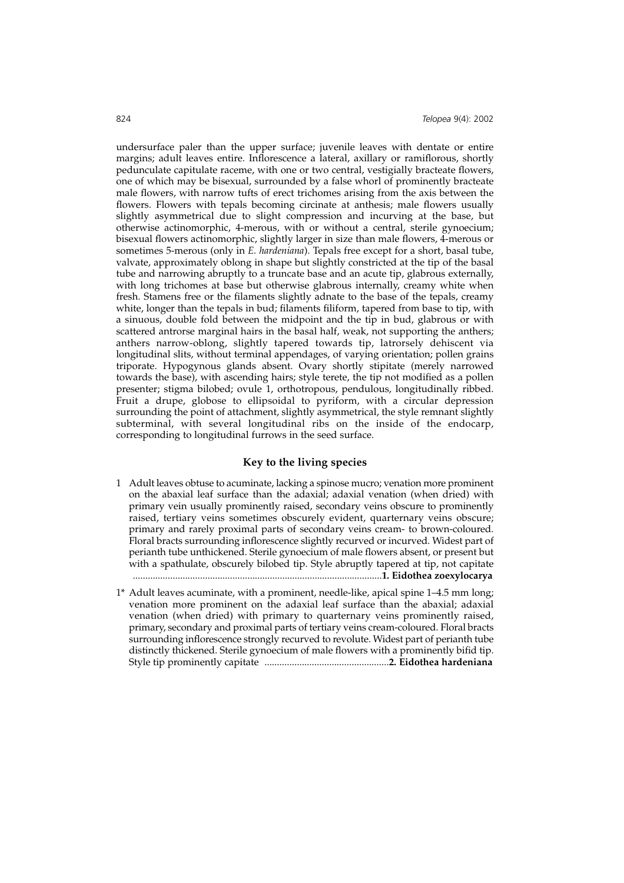undersurface paler than the upper surface; juvenile leaves with dentate or entire margins; adult leaves entire. Inflorescence a lateral, axillary or ramiflorous, shortly pedunculate capitulate raceme, with one or two central, vestigially bracteate flowers, one of which may be bisexual, surrounded by a false whorl of prominently bracteate male flowers, with narrow tufts of erect trichomes arising from the axis between the flowers. Flowers with tepals becoming circinate at anthesis; male flowers usually slightly asymmetrical due to slight compression and incurving at the base, but otherwise actinomorphic, 4-merous, with or without a central, sterile gynoecium; bisexual flowers actinomorphic, slightly larger in size than male flowers, 4-merous or sometimes 5-merous (only in *E. hardeniana*). Tepals free except for a short, basal tube, valvate, approximately oblong in shape but slightly constricted at the tip of the basal tube and narrowing abruptly to a truncate base and an acute tip, glabrous externally, with long trichomes at base but otherwise glabrous internally, creamy white when fresh. Stamens free or the filaments slightly adnate to the base of the tepals, creamy white, longer than the tepals in bud; filaments filiform, tapered from base to tip, with a sinuous, double fold between the midpoint and the tip in bud, glabrous or with scattered antrorse marginal hairs in the basal half, weak, not supporting the anthers; anthers narrow-oblong, slightly tapered towards tip, latrorsely dehiscent via longitudinal slits, without terminal appendages, of varying orientation; pollen grains triporate. Hypogynous glands absent. Ovary shortly stipitate (merely narrowed towards the base), with ascending hairs; style terete, the tip not modified as a pollen presenter; stigma bilobed; ovule 1, orthotropous, pendulous, longitudinally ribbed. Fruit a drupe, globose to ellipsoidal to pyriform, with a circular depression surrounding the point of attachment, slightly asymmetrical, the style remnant slightly subterminal, with several longitudinal ribs on the inside of the endocarp, corresponding to longitudinal furrows in the seed surface.

## Key to the living species

1 Adult leaves obtuse to acuminate, lacking a spinose mucro; venation more prominent on the abaxial leaf surface than the adaxial; adaxial venation (when dried) with primary vein usually prominently raised, secondary veins obscure to prominently raised, tertiary veins sometimes obscurely evident, quarternary veins obscure; primary and rarely proximal parts of secondary veins cream- to brown-coloured. Floral bracts surrounding inflorescence slightly recurved or incurved. Widest part of perianth tube unthickened. Sterile gynoecium of male flowers absent, or present but with a spathulate, obscurely bilobed tip. Style abruptly tapered at tip, not capitate ..................................................................................................**1. Eidothea zoexylocarya**

1* Adult leaves acuminate, with a prominent, needle-like, apical spine 1–4.5 mm long; venation more prominent on the adaxial leaf surface than the abaxial; adaxial venation (when dried) with primary to quarternary veins prominently raised, primary, secondary and proximal parts of tertiary veins cream-coloured. Floral bracts surrounding inflorescence strongly recurved to revolute. Widest part of perianth tube distinctly thickened. Sterile gynoecium of male flowers with a prominently bifid tip. Style tip prominently capitate ..................................................**2. Eidothea hardeniana**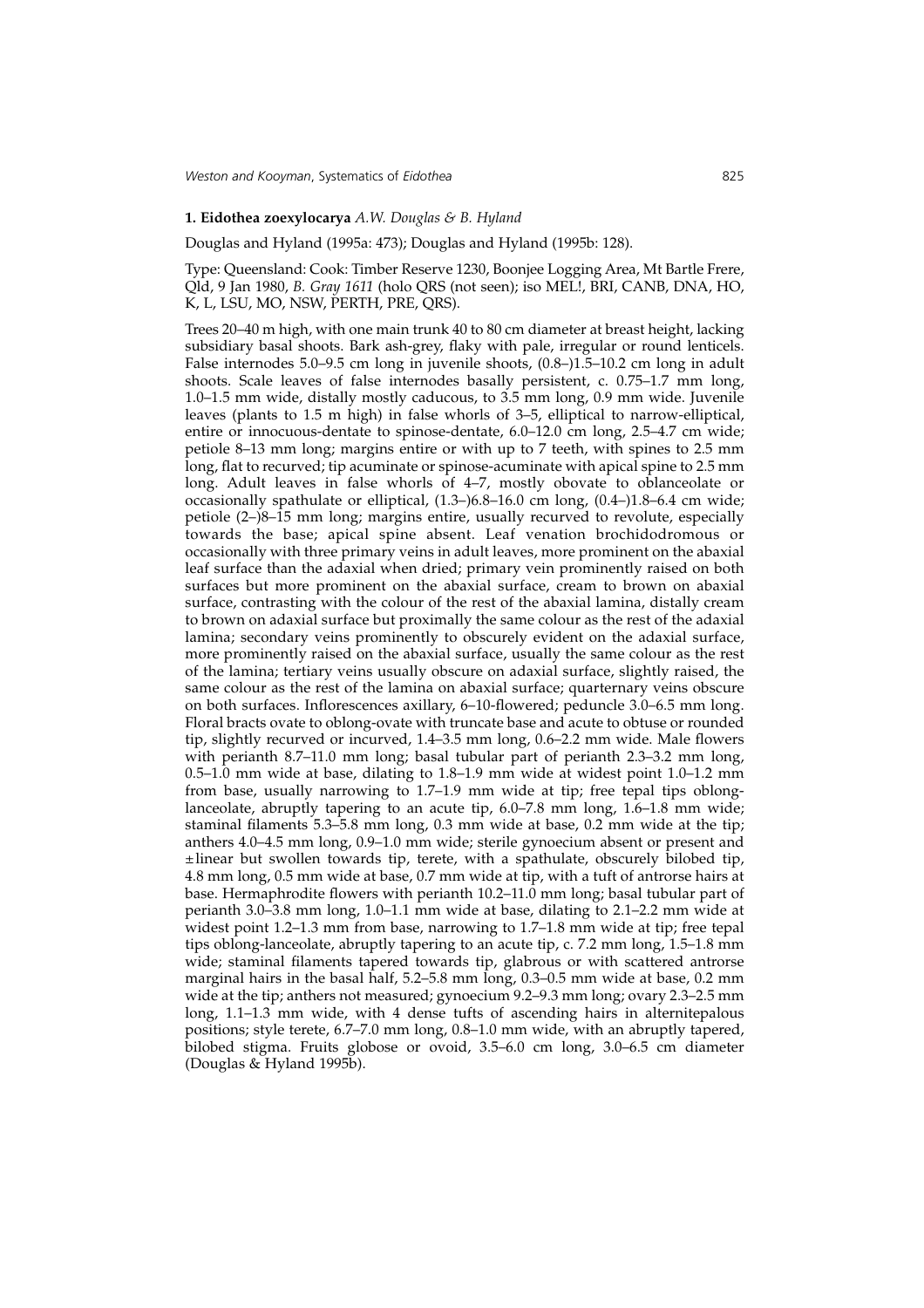### 1. **Eidothea zoexylocarya** *A.W. Douglas & B. Hyland*

Douglas and Hyland (1995a: 473); Douglas and Hyland (1995b: 128).

Type: Queensland: Cook: Timber Reserve 1230, Boonjee Logging Area, Mt Bartle Frere, Qld, 9 Jan 1980, *B. Gray 1611* (holo QRS (not seen); iso MEL!, BRI, CANB, DNA, HO, K, L, LSU, MO, NSW, PERTH, PRE, QRS).

Trees 20–40 m high, with one main trunk 40 to 80 cm diameter at breast height, lacking subsidiary basal shoots. Bark ash-grey, flaky with pale, irregular or round lenticels. False internodes 5.0–9.5 cm long in juvenile shoots, (0.8–)1.5–10.2 cm long in adult shoots. Scale leaves of false internodes basally persistent, c. 0.75–1.7 mm long, 1.0–1.5 mm wide, distally mostly caducous, to 3.5 mm long, 0.9 mm wide. Juvenile leaves (plants to 1.5 m high) in false whorls of 3–5, elliptical to narrow-elliptical, entire or innocuous-dentate to spinose-dentate, 6.0–12.0 cm long, 2.5–4.7 cm wide; petiole 8–13 mm long; margins entire or with up to 7 teeth, with spines to 2.5 mm long, flat to recurved; tip acuminate or spinose-acuminate with apical spine to 2.5 mm long. Adult leaves in false whorls of 4–7, mostly obovate to oblanceolate or occasionally spathulate or elliptical, (1.3–)6.8–16.0 cm long, (0.4–)1.8–6.4 cm wide; petiole (2–)8–15 mm long; margins entire, usually recurved to revolute, especially towards the base; apical spine absent. Leaf venation brochidodromous or occasionally with three primary veins in adult leaves, more prominent on the abaxial leaf surface than the adaxial when dried; primary vein prominently raised on both surfaces but more prominent on the abaxial surface, cream to brown on abaxial surface, contrasting with the colour of the rest of the abaxial lamina, distally cream to brown on adaxial surface but proximally the same colour as the rest of the adaxial lamina; secondary veins prominently to obscurely evident on the adaxial surface, more prominently raised on the abaxial surface, usually the same colour as the rest of the lamina; tertiary veins usually obscure on adaxial surface, slightly raised, the same colour as the rest of the lamina on abaxial surface; quarternary veins obscure on both surfaces. Inflorescences axillary, 6–10-flowered; peduncle 3.0–6.5 mm long. Floral bracts ovate to oblong-ovate with truncate base and acute to obtuse or rounded tip, slightly recurved or incurved, 1.4–3.5 mm long, 0.6–2.2 mm wide. Male flowers with perianth 8.7–11.0 mm long; basal tubular part of perianth 2.3–3.2 mm long, 0.5–1.0 mm wide at base, dilating to 1.8–1.9 mm wide at widest point 1.0–1.2 mm from base, usually narrowing to 1.7–1.9 mm wide at tip; free tepal tips oblong-lanceolate, abruptly tapering to an acute tip, 6.0–7.8 mm long, 1.6–1.8 mm wide; staminal filaments 5.3–5.8 mm long, 0.3 mm wide at base, 0.2 mm wide at the tip; anthers 4.0–4.5 mm long, 0.9–1.0 mm wide; sterile gynoecium absent or present and ±linear but swollen towards tip, terete, with a spathulate, obscurely bilobed tip, 4.8 mm long, 0.5 mm wide at base, 0.7 mm wide at tip, with a tuft of antrorse hairs at base. Hermaphrodite flowers with perianth 10.2–11.0 mm long; basal tubular part of perianth 3.0–3.8 mm long, 1.0–1.1 mm wide at base, dilating to 2.1–2.2 mm wide at widest point 1.2–1.3 mm from base, narrowing to 1.7–1.8 mm wide at tip; free tepal tips oblong-lanceolate, abruptly tapering to an acute tip, c. 7.2 mm long, 1.5–1.8 mm wide; staminal filaments tapered towards tip, glabrous or with scattered antrorse marginal hairs in the basal half, 5.2–5.8 mm long, 0.3–0.5 mm wide at base, 0.2 mm wide at the tip; anthers not measured; gynoecium 9.2–9.3 mm long; ovary 2.3–2.5 mm long, 1.1–1.3 mm wide, with 4 dense tufts of ascending hairs in alternitepalous positions; style terete, 6.7–7.0 mm long, 0.8–1.0 mm wide, with an abruptly tapered, bilobed stigma. Fruits globose or ovoid, 3.5–6.0 cm long, 3.0–6.5 cm diameter (Douglas & Hyland 1995b).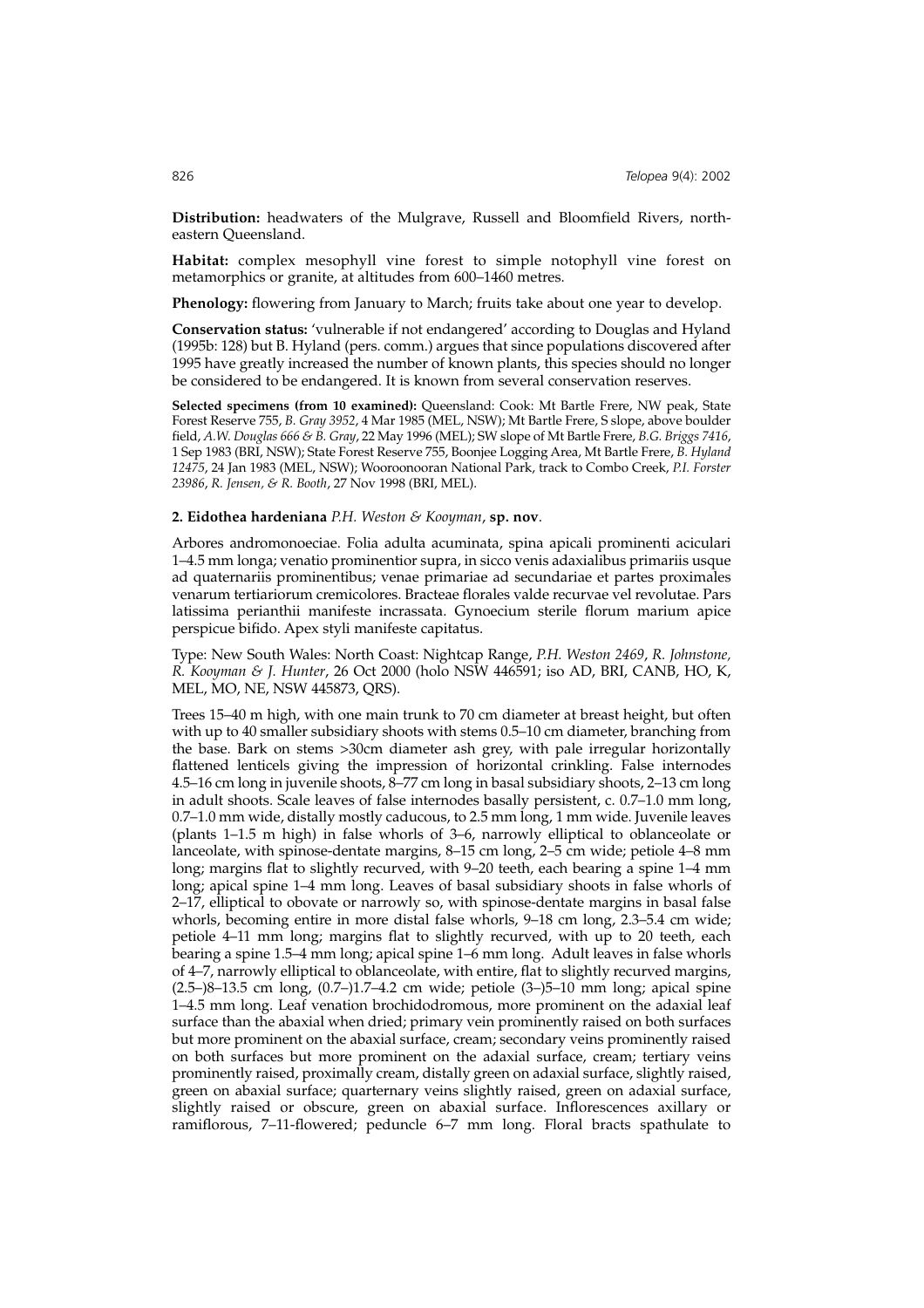**Distribution:** headwaters of the Mulgrave, Russell and Bloomfield Rivers, north-eastern Queensland.

**Habitat:** complex mesophyll vine forest to simple notophyll vine forest on metamorphics or granite, at altitudes from 600–1460 metres.

**Phenology:** flowering from January to March; fruits take about one year to develop.

**Conservation status:** 'vulnerable if not endangered' according to Douglas and Hyland (1995b: 128) but B. Hyland (pers. comm.) argues that since populations discovered after 1995 have greatly increased the number of known plants, this species should no longer be considered to be endangered. It is known from several conservation reserves.

**Selected specimens (from 10 examined):** Queensland: Cook: Mt Bartle Frere, NW peak, State Forest Reserve 755, *B. Gray 3952*, 4 Mar 1985 (MEL, NSW); Mt Bartle Frere, S slope, above boulder field, *A.W. Douglas 666 & B. Gray*, 22 May 1996 (MEL); SW slope of Mt Bartle Frere, *B.G. Briggs 7416*, 1 Sep 1983 (BRI, NSW); State Forest Reserve 755, Boonjee Logging Area, Mt Bartle Frere, *B. Hyland 12475*, 24 Jan 1983 (MEL, NSW); Wooroonooran National Park, track to Combo Creek, *P.I. Forster 23986*, *R. Jensen, & R. Booth*, 27 Nov 1998 (BRI, MEL).

### 2. Eidothea hardeniana *P.H. Weston & Kooyman*, sp. nov.

Arbores andromonoeciae. Folia adulta acuminata, spina apicali prominenti aciculari 1–4.5 mm longa; venatio prominentior supra, in sicco venis adaxialibus primariis usque ad quaternariis prominentibus; venae primariae ad secundariae et partes proximales venarum tertiariorum cremicolores. Bracteae florales valde recurvae vel revolutae. Pars latissima perianthii manifeste incrassata. Gynoecium sterile florum marium apice perspicue bifido. Apex styli manifeste capitatus.

Type: New South Wales: North Coast: Nightcap Range, *P.H. Weston 2469*, *R. Johnstone, R. Kooyman & J. Hunter*, 26 Oct 2000 (holo NSW 446591; iso AD, BRI, CANB, HO, K, MEL, MO, NE, NSW 445873, QRS).

Trees 15–40 m high, with one main trunk to 70 cm diameter at breast height, but often with up to 40 smaller subsidiary shoots with stems 0.5–10 cm diameter, branching from the base. Bark on stems >30cm diameter ash grey, with pale irregular horizontally flattened lenticels giving the impression of horizontal crinkling. False internodes 4.5–16 cm long in juvenile shoots, 8–77 cm long in basal subsidiary shoots, 2–13 cm long in adult shoots. Scale leaves of false internodes basally persistent, c. 0.7–1.0 mm long, 0.7–1.0 mm wide, distally mostly caducous, to 2.5 mm long, 1 mm wide. Juvenile leaves (plants 1–1.5 m high) in false whorls of 3–6, narrowly elliptical to oblanceolate or lanceolate, with spinose-dentate margins, 8–15 cm long, 2–5 cm wide; petiole 4–8 mm long; margins flat to slightly recurved, with 9–20 teeth, each bearing a spine 1–4 mm long; apical spine 1–4 mm long. Leaves of basal subsidiary shoots in false whorls of 2–17, elliptical to obovate or narrowly so, with spinose-dentate margins in basal false whorls, becoming entire in more distal false whorls, 9–18 cm long, 2.3–5.4 cm wide; petiole 4–11 mm long; margins flat to slightly recurved, with up to 20 teeth, each bearing a spine 1.5–4 mm long; apical spine 1–6 mm long. Adult leaves in false whorls of 4–7, narrowly elliptical to oblanceolate, with entire, flat to slightly recurved margins, (2.5–)8–13.5 cm long, (0.7–)1.7–4.2 cm wide; petiole (3–)5–10 mm long; apical spine 1–4.5 mm long. Leaf venation brochidodromous, more prominent on the adaxial leaf surface than the abaxial when dried; primary vein prominently raised on both surfaces but more prominent on the abaxial surface, cream; secondary veins prominently raised on both surfaces but more prominent on the adaxial surface, cream; tertiary veins prominently raised, proximally cream, distally green on adaxial surface, slightly raised, green on abaxial surface; quarternary veins slightly raised, green on adaxial surface, slightly raised or obscure, green on abaxial surface. Inflorescences axillary or ramiflorous, 7–11-flowered; peduncle 6–7 mm long. Floral bracts spathulate to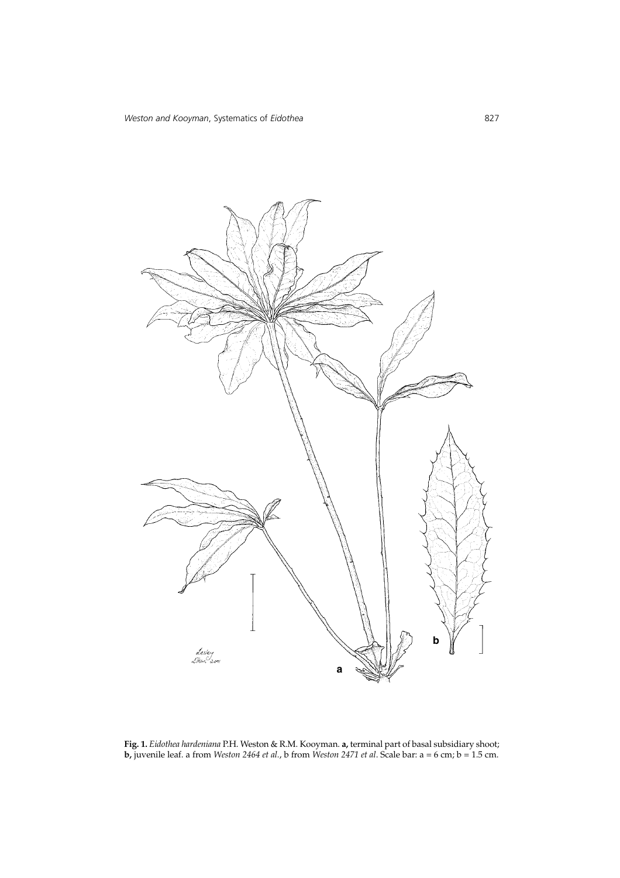**Fig. 1.** *Eidothea hardeniana* P.H. Weston & R.M. Kooyman. **a,** terminal part of basal subsidiary shoot; **b,** juvenile leaf. a from *Weston 2464 et al.*, b from *Weston 2471 et al*. Scale bar: a = 6 cm; b = 1.5 cm.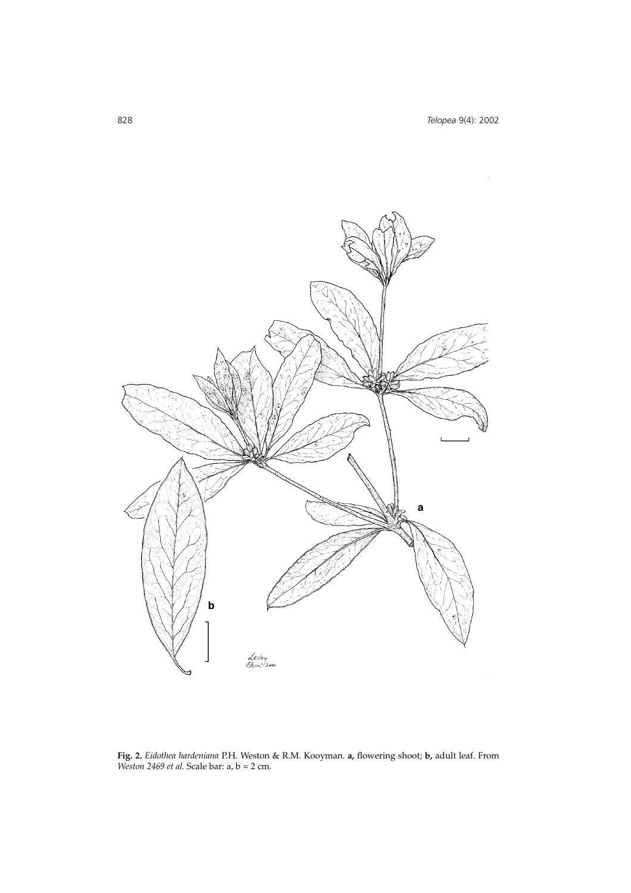**Fig. 2.** *Eidothea hardeniana* P.H. Weston & R.M. Kooyman. **a,** flowering shoot; **b,** adult leaf. From *Weston 2469 et al.* Scale bar: a, b = 2 cm.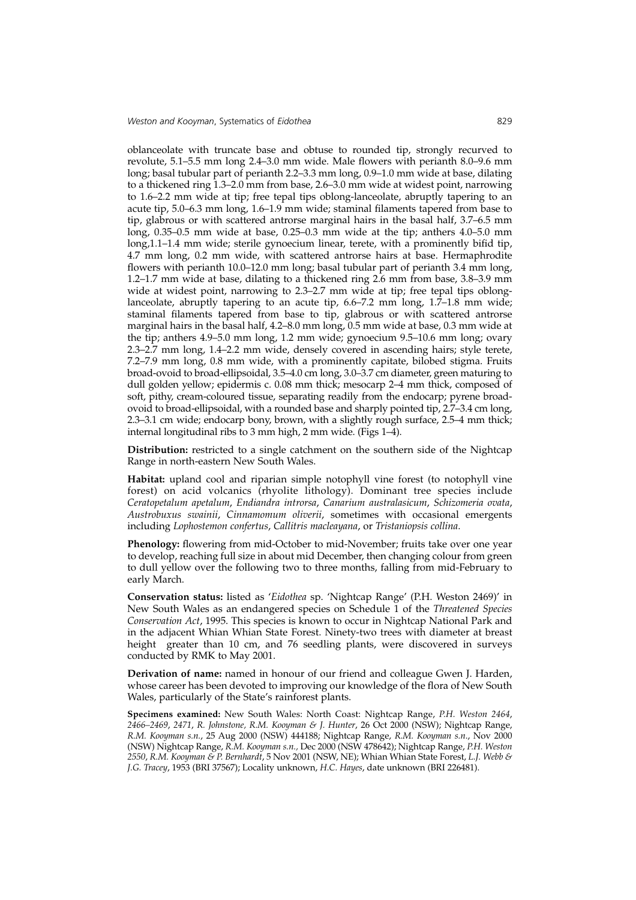oblanceolate with truncate base and obtuse to rounded tip, strongly recurved to revolute, 5.1–5.5 mm long 2.4–3.0 mm wide. Male flowers with perianth 8.0–9.6 mm long; basal tubular part of perianth 2.2–3.3 mm long, 0.9–1.0 mm wide at base, dilating to a thickened ring 1.3–2.0 mm from base, 2.6–3.0 mm wide at widest point, narrowing to 1.6–2.2 mm wide at tip; free tepal tips oblong-lanceolate, abruptly tapering to an acute tip, 5.0–6.3 mm long, 1.6–1.9 mm wide; staminal filaments tapered from base to tip, glabrous or with scattered antrorse marginal hairs in the basal half, 3.7–6.5 mm long, 0.35–0.5 mm wide at base, 0.25–0.3 mm wide at the tip; anthers 4.0–5.0 mm long,1.1–1.4 mm wide; sterile gynoecium linear, terete, with a prominently bifid tip, 4.7 mm long, 0.2 mm wide, with scattered antrorse hairs at base. Hermaphrodite flowers with perianth 10.0–12.0 mm long; basal tubular part of perianth 3.4 mm long, 1.2–1.7 mm wide at base, dilating to a thickened ring 2.6 mm from base, 3.8–3.9 mm wide at widest point, narrowing to 2.3–2.7 mm wide at tip; free tepal tips oblong-lanceolate, abruptly tapering to an acute tip, 6.6–7.2 mm long, 1.7–1.8 mm wide; staminal filaments tapered from base to tip, glabrous or with scattered antrorse marginal hairs in the basal half, 4.2–8.0 mm long, 0.5 mm wide at base, 0.3 mm wide at the tip; anthers 4.9–5.0 mm long, 1.2 mm wide; gynoecium 9.5–10.6 mm long; ovary 2.3–2.7 mm long, 1.4–2.2 mm wide, densely covered in ascending hairs; style terete, 7.2–7.9 mm long, 0.8 mm wide, with a prominently capitate, bilobed stigma. Fruits broad-ovoid to broad-ellipsoidal, 3.5–4.0 cm long, 3.0–3.7 cm diameter, green maturing to dull golden yellow; epidermis c. 0.08 mm thick; mesocarp 2–4 mm thick, composed of soft, pithy, cream-coloured tissue, separating readily from the endocarp; pyrene broad-ovoid to broad-ellipsoidal, with a rounded base and sharply pointed tip, 2.7–3.4 cm long, 2.3–3.1 cm wide; endocarp bony, brown, with a slightly rough surface, 2.5–4 mm thick; internal longitudinal ribs to 3 mm high, 2 mm wide. (Figs 1–4).

**Distribution:** restricted to a single catchment on the southern side of the Nightcap Range in north-eastern New South Wales.

**Habitat:** upland cool and riparian simple notophyll vine forest (to notophyll vine forest) on acid volcanics (rhyolite lithology). Dominant tree species include *Ceratopetalum apetalum*, *Endiandra introrsa*, *Canarium australasicum*, *Schizomeria ovata*, *Austrobuxus swainii*, *Cinnamomum oliverii*, sometimes with occasional emergents including *Lophostemon confertus*, *Callitris macleayana*, or *Tristaniopsis collina*.

**Phenology:** flowering from mid-October to mid-November; fruits take over one year to develop, reaching full size in about mid December, then changing colour from green to dull yellow over the following two to three months, falling from mid-February to early March.

**Conservation status:** listed as '*Eidothea* sp. 'Nightcap Range' (P.H. Weston 2469)' in New South Wales as an endangered species on Schedule 1 of the *Threatened Species Conservation Act*, 1995. This species is known to occur in Nightcap National Park and in the adjacent Whian Whian State Forest. Ninety-two trees with diameter at breast height greater than 10 cm, and 76 seedling plants, were discovered in surveys conducted by RMK to May 2001.

**Derivation of name:** named in honour of our friend and colleague Gwen J. Harden, whose career has been devoted to improving our knowledge of the flora of New South Wales, particularly of the State's rainforest plants.

**Specimens examined:** New South Wales: North Coast: Nightcap Range, *P.H. Weston 2464, 2466–2469, 2471, R. Johnstone, R.M. Kooyman & J. Hunter*, 26 Oct 2000 (NSW); Nightcap Range, *R.M. Kooyman s.n.*, 25 Aug 2000 (NSW) 444188; Nightcap Range, *R.M. Kooyman s.n.*, Nov 2000 (NSW) Nightcap Range, *R.M. Kooyman s.n.*, Dec 2000 (NSW 478642); Nightcap Range, *P.H. Weston 2550, R.M. Kooyman & P. Bernhardt*, 5 Nov 2001 (NSW, NE); Whian Whian State Forest, *L.J. Webb & J.G. Tracey*, 1953 (BRI 37567); Locality unknown, *H.C. Hayes*, date unknown (BRI 226481).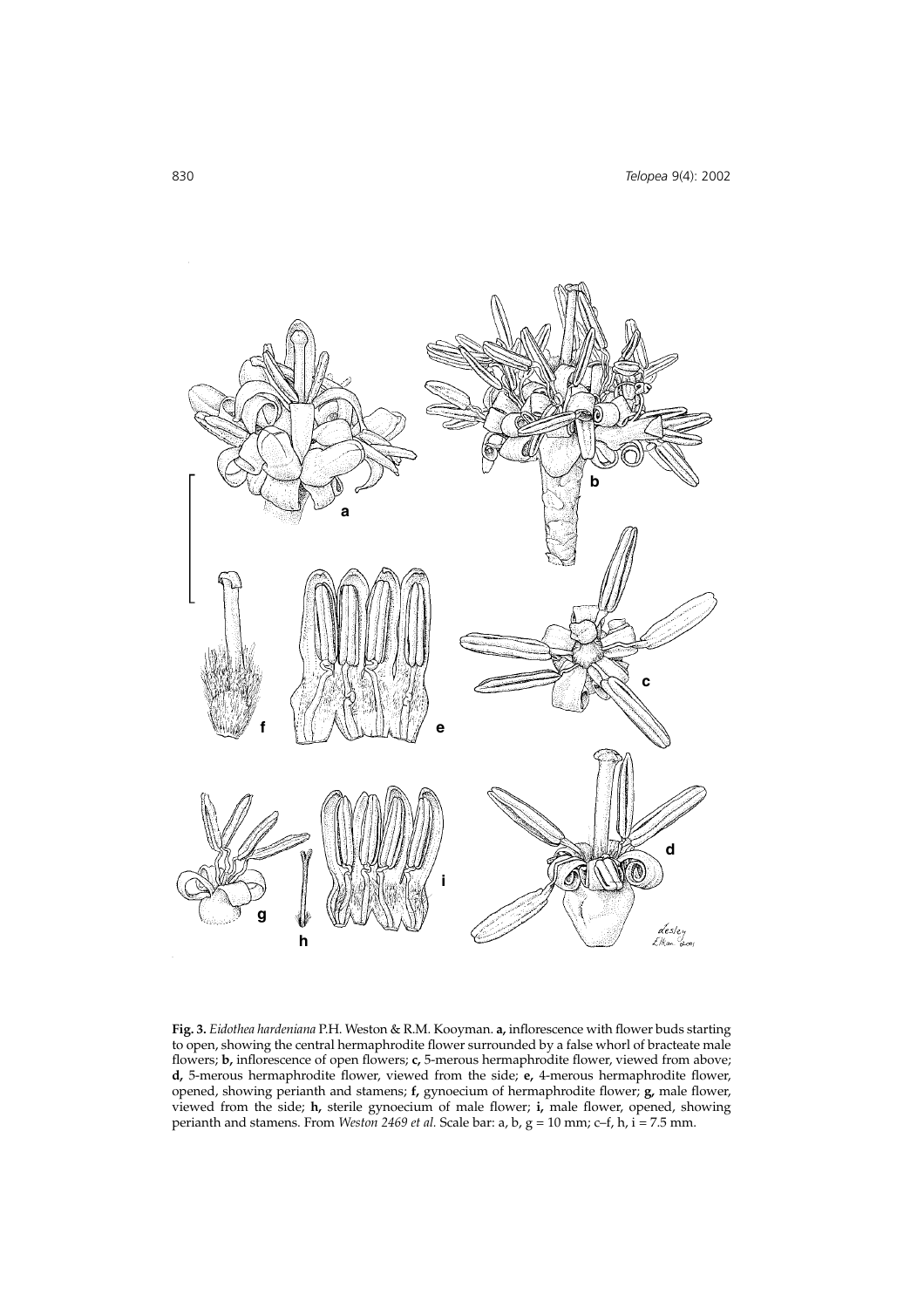**Fig. 3.** *Eidothea hardeniana* P.H. Weston & R.M. Kooyman. **a,** inflorescence with flower buds starting to open, showing the central hermaphrodite flower surrounded by a false whorl of bracteate male flowers; **b,** inflorescence of open flowers; **c,** 5-merous hermaphrodite flower, viewed from above; **d,** 5-merous hermaphrodite flower, viewed from the side; **e,** 4-merous hermaphrodite flower, opened, showing perianth and stamens; **f,** gynoecium of hermaphrodite flower; **g,** male flower, viewed from the side; **h,** sterile gynoecium of male flower; **i,** male flower, opened, showing perianth and stamens. From *Weston 2469 et al.* Scale bar: a, b, g = 10 mm; c–f, h, i = 7.5 mm.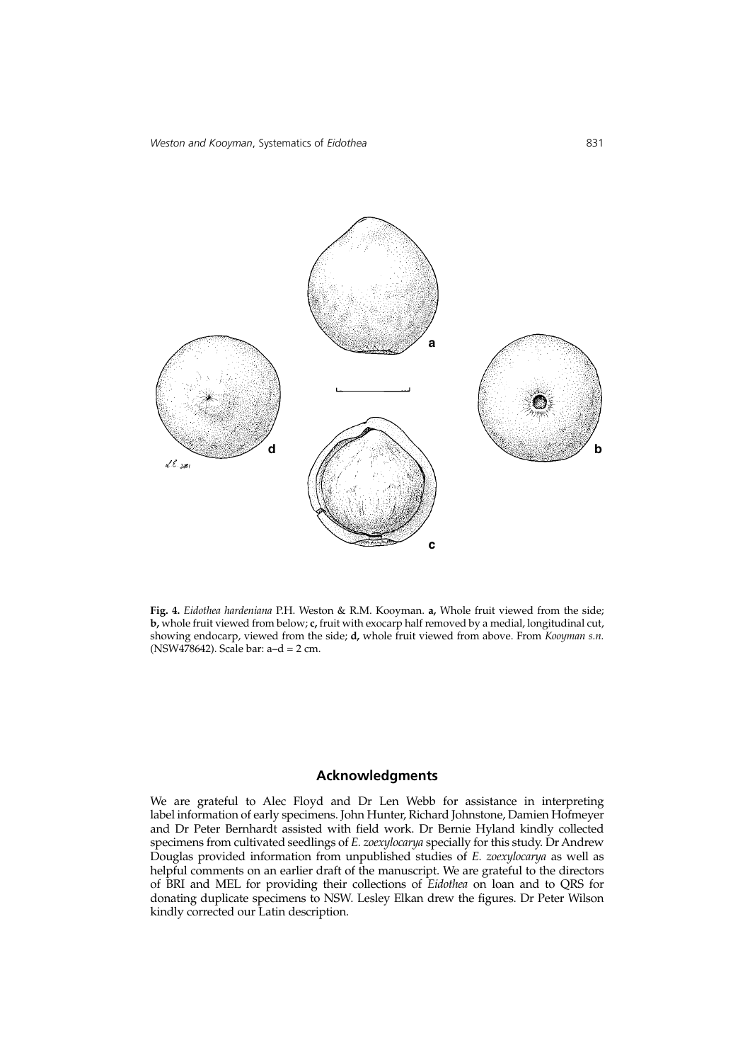**Fig. 4.** *Eidothea hardeniana* P.H. Weston & R.M. Kooyman. **a,** Whole fruit viewed from the side; **b,** whole fruit viewed from below; **c,** fruit with exocarp half removed by a medial, longitudinal cut, showing endocarp, viewed from the side; **d,** whole fruit viewed from above. From *Kooyman s.n.* (NSW478642). Scale bar: a–d = 2 cm.

## Acknowledgments

We are grateful to Alec Floyd and Dr Len Webb for assistance in interpreting label information of early specimens. John Hunter, Richard Johnstone, Damien Hofmeyer and Dr Peter Bernhardt assisted with field work. Dr Bernie Hyland kindly collected specimens from cultivated seedlings of *E. zoexylocarya* specially for this study. Dr Andrew Douglas provided information from unpublished studies of *E. zoexylocarya* as well as helpful comments on an earlier draft of the manuscript. We are grateful to the directors of BRI and MEL for providing their collections of *Eidothea* on loan and to QRS for donating duplicate specimens to NSW. Lesley Elkan drew the figures. Dr Peter Wilson kindly corrected our Latin description.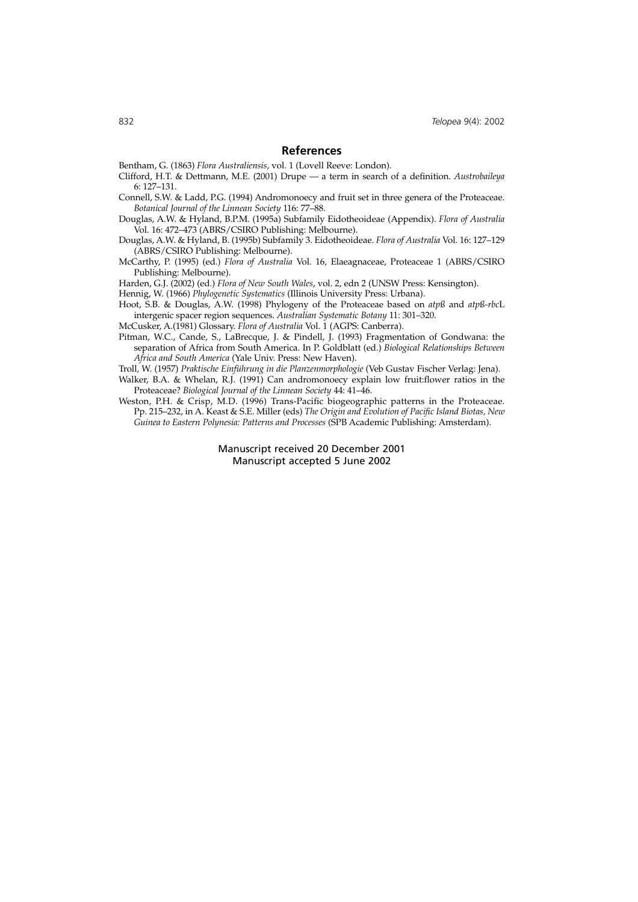## References

Bentham, G. (1863) *Flora Australiensis*, vol. 1 (Lovell Reeve: London).

Clifford, H.T. & Dettmann, M.E. (2001) Drupe — a term in search of a definition. *Austrobaileya* 6: 127–131.

Connell, S.W. & Ladd, P.G. (1994) Andromonoecy and fruit set in three genera of the Proteaceae. *Botanical Journal of the Linnean Society* 116: 77–88.

Douglas, A.W. & Hyland, B.P.M. (1995a) Subfamily Eidotheoideae (Appendix). *Flora of Australia* Vol. 16: 472–473 (ABRS/CSIRO Publishing: Melbourne).

Douglas, A.W. & Hyland, B. (1995b) Subfamily 3. Eidotheoideae. *Flora of Australia* Vol. 16: 127–129 (ABRS/CSIRO Publishing: Melbourne).

McCarthy, P. (1995) (ed.) *Flora of Australia* Vol. 16, Elaeagnaceae, Proteaceae 1 (ABRS/CSIRO Publishing: Melbourne).

Harden, G.J. (2002) (ed.) *Flora of New South Wales*, vol. 2, edn 2 (UNSW Press: Kensington).

Hennig, W. (1966) *Phylogenetic Systematics* (Illinois University Press: Urbana).

Hoot, S.B. & Douglas, A.W. (1998) Phylogeny of the Proteaceae based on *atp*ß and *atp*ß-*rbc*L intergenic spacer region sequences. *Australian Systematic Botany* 11: 301–320.

McCusker, A.(1981) Glossary. *Flora of Australia* Vol. 1 (AGPS: Canberra).

Pitman, W.C., Cande, S., LaBrecque, J. & Pindell, J. (1993) Fragmentation of Gondwana: the separation of Africa from South America. In P. Goldblatt (ed.) *Biological Relationships Between Africa and South America* (Yale Univ. Press: New Haven).

Troll, W. (1957) *Praktische Einführung in die Planzenmorphologie* (Veb Gustav Fischer Verlag: Jena).

Walker, B.A. & Whelan, R.J. (1991) Can andromonoecy explain low fruit:flower ratios in the Proteaceae? *Biological Journal of the Linnean Society* 44: 41–46.

Weston, P.H. & Crisp, M.D. (1996) Trans-Pacific biogeographic patterns in the Proteaceae. Pp. 215–232, in A. Keast & S.E. Miller (eds) *The Origin and Evolution of Pacific Island Biotas, New Guinea to Eastern Polynesia: Patterns and Processes* (SPB Academic Publishing: Amsterdam).

Manuscript received 20 December 2001
Manuscript accepted 5 June 2002